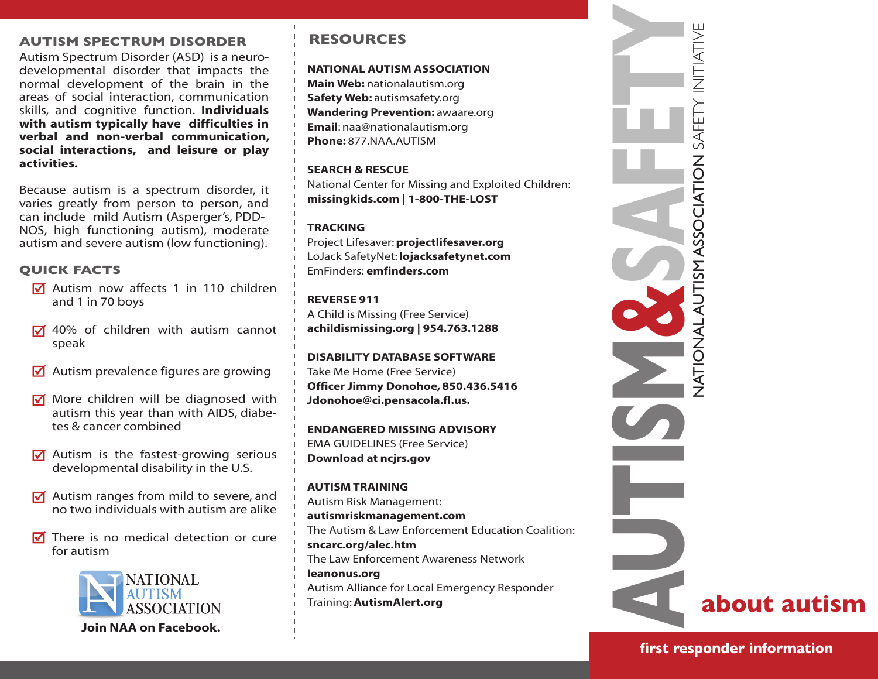## AUTISM SPECTRUM DISORDER

Autism Spectrum Disorder (ASD) is a neuro-developmental disorder that impacts the normal development of the brain in the areas of social interaction, communication skills, and cognitive function. **Individuals with autism typically have difficulties in verbal and non-verbal communication, social interactions, and leisure or play activities.**

Because autism is a spectrum disorder, it varies greatly from person to person, and can include mild Autism (Asperger's, PDD-NOS, high functioning autism), moderate autism and severe autism (low functioning).

## QUICK FACTS

- ☑ Autism now affects 1 in 110 children and 1 in 70 boys
- ☑ 40% of children with autism cannot speak
- ☑ Autism prevalence figures are growing
- ☑ More children will be diagnosed with autism this year than with AIDS, diabetes & cancer combined
- ☑ Autism is the fastest-growing serious developmental disability in the U.S.
- ☑ Autism ranges from mild to severe, and no two individuals with autism are alike
- ☑ There is no medical detection or cure for autism

NATIONAL AUTISM ASSOCIATION

**Join NAA on Facebook.**

## RESOURCES

**NATIONAL AUTISM ASSOCIATION**
**Main Web:** nationalautism.org
**Safety Web:** autismsafety.org
**Wandering Prevention:** awaare.org
**Email**: naa@nationalautism.org
**Phone:** 877.NAA.AUTISM

**SEARCH & RESCUE**
National Center for Missing and Exploited Children:
**missingkids.com | 1-800-THE-LOST**

**TRACKING**
Project Lifesaver: **projectlifesaver.org**
LoJack SafetyNet: **lojacksafetynet.com**
EmFinders: **emfinders.com**

**REVERSE 911**
A Child is Missing (Free Service)
**achildismissing.org | 954.763.1288**

**DISABILITY DATABASE SOFTWARE**
Take Me Home (Free Service)
**Officer Jimmy Donohoe, 850.436.5416**
**Jdonohoe@ci.pensacola.fl.us.**

**ENDANGERED MISSING ADVISORY**
EMA GUIDELINES (Free Service)
**Download at ncjrs.gov**

**AUTISM TRAINING**
Autism Risk Management:
**autismriskmanagement.com**
The Autism & Law Enforcement Education Coalition:
**sncarc.org/alec.htm**
The Law Enforcement Awareness Network
**leanonus.org**
Autism Alliance for Local Emergency Responder Training: **AutismAlert.org**

# AUTISM & SAFETY

NATIONAL AUTISM ASSOCIATION SAFETY INITIATIVE

**about autism**

**first responder information**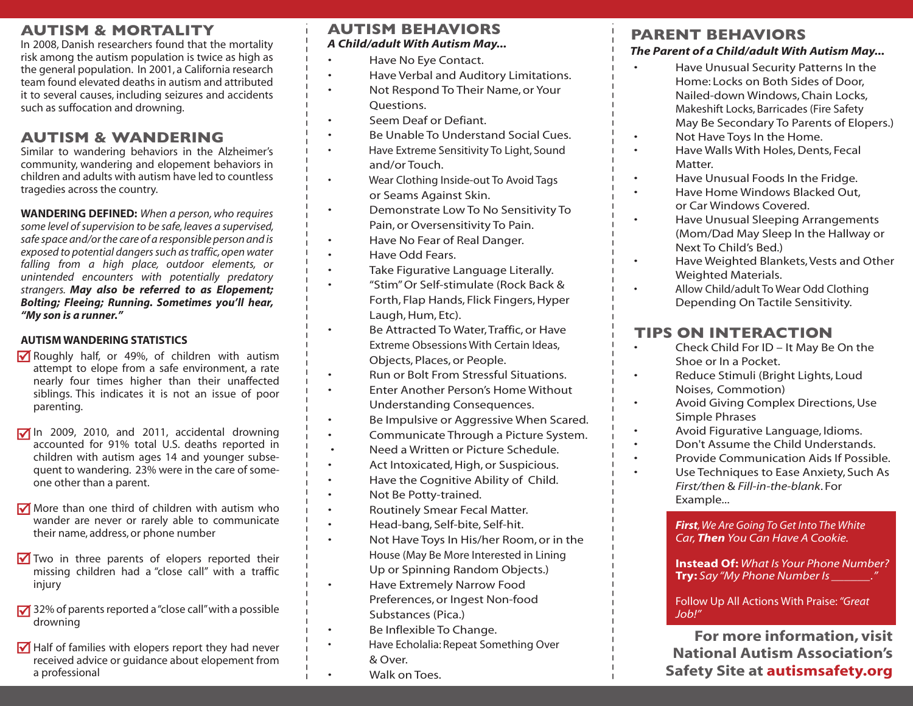## AUTISM & MORTALITY

In 2008, Danish researchers found that the mortality risk among the autism population is twice as high as the general population. In 2001, a California research team found elevated deaths in autism and attributed it to several causes, including seizures and accidents such as suffocation and drowning.

## AUTISM & WANDERING

Similar to wandering behaviors in the Alzheimer's community, wandering and elopement behaviors in children and adults with autism have led to countless tragedies across the country.

**WANDERING DEFINED:** *When a person, who requires some level of supervision to be safe, leaves a supervised, safe space and/or the care of a responsible person and is exposed to potential dangers such as traffic, open water falling from a high place, outdoor elements, or unintended encounters with potentially predatory strangers.* ***May also be referred to as Elopement; Bolting; Fleeing; Running. Sometimes you'll hear, "My son is a runner."***

### AUTISM WANDERING STATISTICS

- ☑ Roughly half, or 49%, of children with autism attempt to elope from a safe environment, a rate nearly four times higher than their unaffected siblings. This indicates it is not an issue of poor parenting.
- ☑ In 2009, 2010, and 2011, accidental drowning accounted for 91% total U.S. deaths reported in children with autism ages 14 and younger subsequent to wandering. 23% were in the care of someone other than a parent.
- ☑ More than one third of children with autism who wander are never or rarely able to communicate their name, address, or phone number
- ☑ Two in three parents of elopers reported their missing children had a "close call" with a traffic injury
- ☑ 32% of parents reported a "close call" with a possible drowning
- ☑ Half of families with elopers report they had never received advice or guidance about elopement from a professional

## AUTISM BEHAVIORS

***A Child/adult With Autism May...***

- Have No Eye Contact.
- Have Verbal and Auditory Limitations.
- Not Respond To Their Name, or Your Questions.
- Seem Deaf or Defiant.
- Be Unable To Understand Social Cues.
- Have Extreme Sensitivity To Light, Sound and/or Touch.
- Wear Clothing Inside-out To Avoid Tags or Seams Against Skin.
- Demonstrate Low To No Sensitivity To Pain, or Oversensitivity To Pain.
- Have No Fear of Real Danger.
- Have Odd Fears.
- Take Figurative Language Literally.
- "Stim" Or Self-stimulate (Rock Back & Forth, Flap Hands, Flick Fingers, Hyper Laugh, Hum, Etc).
- Be Attracted To Water, Traffic, or Have Extreme Obsessions With Certain Ideas, Objects, Places, or People.
- Run or Bolt From Stressful Situations.
- Enter Another Person's Home Without Understanding Consequences.
- Be Impulsive or Aggressive When Scared.
- Communicate Through a Picture System.
- Need a Written or Picture Schedule.
- Act Intoxicated, High, or Suspicious.
- Have the Cognitive Ability of Child.
- Not Be Potty-trained.
- Routinely Smear Fecal Matter.
- Head-bang, Self-bite, Self-hit.
- Not Have Toys In His/her Room, or in the House (May Be More Interested in Lining Up or Spinning Random Objects.)
- Have Extremely Narrow Food Preferences, or Ingest Non-food Substances (Pica.)
- Be Inflexible To Change.
- Have Echolalia: Repeat Something Over & Over.
- Walk on Toes.

## PARENT BEHAVIORS

***The Parent of a Child/adult With Autism May...***

- Have Unusual Security Patterns In the Home: Locks on Both Sides of Door, Nailed-down Windows, Chain Locks, Makeshift Locks, Barricades (Fire Safety May Be Secondary To Parents of Elopers.)
- Not Have Toys In the Home.
- Have Walls With Holes, Dents, Fecal Matter.
- Have Unusual Foods In the Fridge.
- Have Home Windows Blacked Out, or Car Windows Covered.
- Have Unusual Sleeping Arrangements (Mom/Dad May Sleep In the Hallway or Next To Child's Bed.)
- Have Weighted Blankets, Vests and Other Weighted Materials.
- Allow Child/adult To Wear Odd Clothing Depending On Tactile Sensitivity.

## TIPS ON INTERACTION

- Check Child For ID – It May Be On the Shoe or In a Pocket.
- Reduce Stimuli (Bright Lights, Loud Noises, Commotion)
- Avoid Giving Complex Directions, Use Simple Phrases
- Avoid Figurative Language, Idioms.
- Don't Assume the Child Understands.
- Provide Communication Aids If Possible.
- Use Techniques to Ease Anxiety, Such As *First/then* & *Fill-in-the-blank*. For Example...

***First**, We Are Going To Get Into The White Car, **Then** You Can Have A Cookie.*

**Instead Of:** *What Is Your Phone Number?*
**Try:** *Say "My Phone Number Is _______."*

Follow Up All Actions With Praise: *"Great Job!"*

**For more information, visit National Autism Association's Safety Site at autismsafety.org**